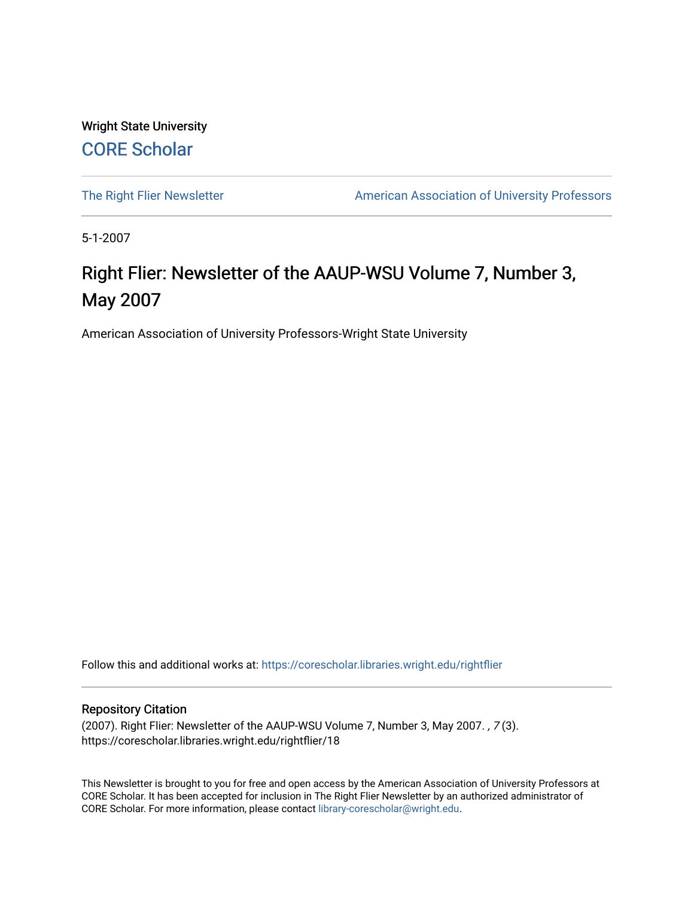Wright State University

CORE Scholar

The Right Flier Newsletter

American Association of University Professors

5-1-2007

# Right Flier: Newsletter of the AAUP-WSU Volume 7, Number 3, May 2007

American Association of University Professors-Wright State University

Follow this and additional works at: https://corescholar.libraries.wright.edu/rightflier

## Repository Citation

(2007). Right Flier: Newsletter of the AAUP-WSU Volume 7, Number 3, May 2007. , *7* (3).
https://corescholar.libraries.wright.edu/rightflier/18

This Newsletter is brought to you for free and open access by the American Association of University Professors at CORE Scholar. It has been accepted for inclusion in The Right Flier Newsletter by an authorized administrator of CORE Scholar. For more information, please contact library-corescholar@wright.edu.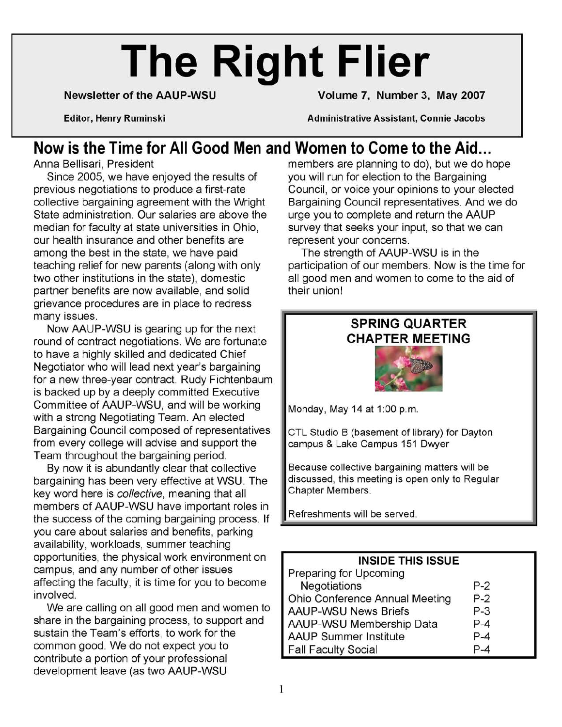# The Right Flier

**Newsletter of the AAUP-WSU** — **Volume 7, Number 3, May 2007**

**Editor, Henry Ruminski** — **Administrative Assistant, Connie Jacobs**

## Now is the Time for All Good Men and Women to Come to the Aid…

Anna Bellisari, President

Since 2005, we have enjoyed the results of previous negotiations to produce a first-rate collective bargaining agreement with the Wright State administration. Our salaries are above the median for faculty at state universities in Ohio, our health insurance and other benefits are among the best in the state, we have paid teaching relief for new parents (along with only two other institutions in the state), domestic partner benefits are now available, and solid grievance procedures are in place to redress many issues.

Now AAUP-WSU is gearing up for the next round of contract negotiations. We are fortunate to have a highly skilled and dedicated Chief Negotiator who will lead next year's bargaining for a new three-year contract. Rudy Fichtenbaum is backed up by a deeply committed Executive Committee of AAUP-WSU, and will be working with a strong Negotiating Team. An elected Bargaining Council composed of representatives from every college will advise and support the Team throughout the bargaining period.

By now it is abundantly clear that collective bargaining has been very effective at WSU. The key word here is *collective*, meaning that all members of AAUP-WSU have important roles in the success of the coming bargaining process. If you care about salaries and benefits, parking availability, workloads, summer teaching opportunities, the physical work environment on campus, and any number of other issues affecting the faculty, it is time for you to become involved.

We are calling on all good men and women to share in the bargaining process, to support and sustain the Team's efforts, to work for the common good. We do not expect you to contribute a portion of your professional development leave (as two AAUP-WSU members are planning to do), but we do hope you will run for election to the Bargaining Council, or voice your opinions to your elected Bargaining Council representatives. And we do urge you to complete and return the AAUP survey that seeks your input, so that we can represent your concerns.

The strength of AAUP-WSU is in the participation of our members. Now is the time for all good men and women to come to the aid of their union!

### SPRING QUARTER CHAPTER MEETING

Monday, May 14 at 1:00 p.m.

CTL Studio B (basement of library) for Dayton campus & Lake Campus 151 Dwyer

Because collective bargaining matters will be discussed, this meeting is open only to Regular Chapter Members.

Refreshments will be served.

### INSIDE THIS ISSUE

| | |
|---|---|
| Preparing for Upcoming Negotiations | P-2 |
| Ohio Conference Annual Meeting | P-2 |
| AAUP-WSU News Briefs | P-3 |
| AAUP-WSU Membership Data | P-4 |
| AAUP Summer Institute | P-4 |
| Fall Faculty Social | P-4 |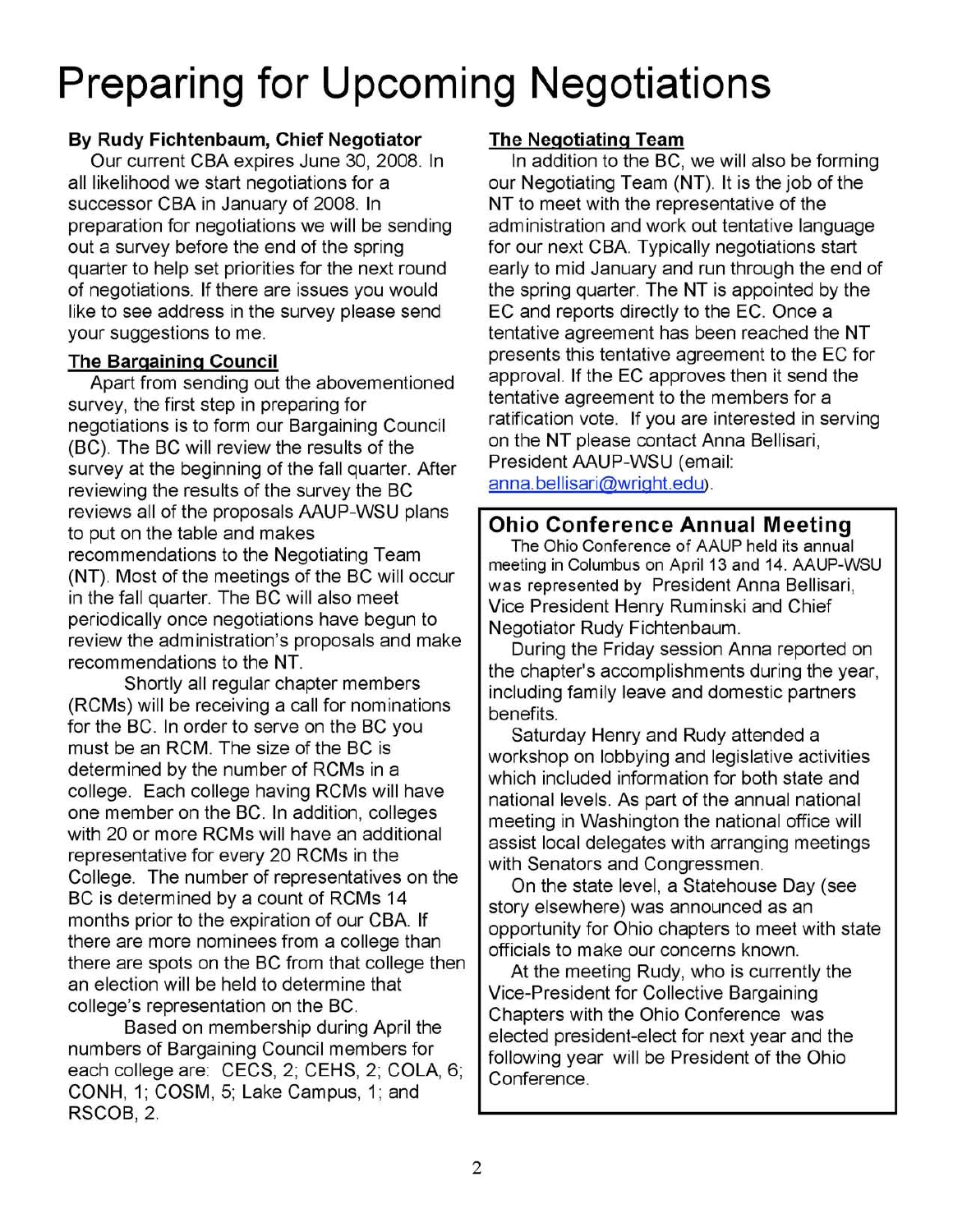# Preparing for Upcoming Negotiations

**By Rudy Fichtenbaum, Chief Negotiator**

Our current CBA expires June 30, 2008. In all likelihood we start negotiations for a successor CBA in January of 2008. In preparation for negotiations we will be sending out a survey before the end of the spring quarter to help set priorities for the next round of negotiations. If there are issues you would like to see address in the survey please send your suggestions to me.

### The Bargaining Council

Apart from sending out the abovementioned survey, the first step in preparing for negotiations is to form our Bargaining Council (BC). The BC will review the results of the survey at the beginning of the fall quarter. After reviewing the results of the survey the BC reviews all of the proposals AAUP-WSU plans to put on the table and makes recommendations to the Negotiating Team (NT). Most of the meetings of the BC will occur in the fall quarter. The BC will also meet periodically once negotiations have begun to review the administration's proposals and make recommendations to the NT.

Shortly all regular chapter members (RCMs) will be receiving a call for nominations for the BC. In order to serve on the BC you must be an RCM. The size of the BC is determined by the number of RCMs in a college. Each college having RCMs will have one member on the BC. In addition, colleges with 20 or more RCMs will have an additional representative for every 20 RCMs in the College. The number of representatives on the BC is determined by a count of RCMs 14 months prior to the expiration of our CBA. If there are more nominees from a college than there are spots on the BC from that college then an election will be held to determine that college's representation on the BC.

Based on membership during April the numbers of Bargaining Council members for each college are: CECS, 2; CEHS, 2; COLA, 6; CONH, 1; COSM, 5; Lake Campus, 1; and RSCOB, 2.

### The Negotiating Team

In addition to the BC, we will also be forming our Negotiating Team (NT). It is the job of the NT to meet with the representative of the administration and work out tentative language for our next CBA. Typically negotiations start early to mid January and run through the end of the spring quarter. The NT is appointed by the EC and reports directly to the EC. Once a tentative agreement has been reached the NT presents this tentative agreement to the EC for approval. If the EC approves then it send the tentative agreement to the members for a ratification vote. If you are interested in serving on the NT please contact Anna Bellisari, President AAUP-WSU (email: anna.bellisari@wright.edu).

## Ohio Conference Annual Meeting

The Ohio Conference of AAUP held its annual meeting in Columbus on April 13 and 14. AAUP-WSU was represented by President Anna Bellisari, Vice President Henry Ruminski and Chief Negotiator Rudy Fichtenbaum.

During the Friday session Anna reported on the chapter's accomplishments during the year, including family leave and domestic partners benefits.

Saturday Henry and Rudy attended a workshop on lobbying and legislative activities which included information for both state and national levels. As part of the annual national meeting in Washington the national office will assist local delegates with arranging meetings with Senators and Congressmen.

On the state level, a Statehouse Day (see story elsewhere) was announced as an opportunity for Ohio chapters to meet with state officials to make our concerns known.

At the meeting Rudy, who is currently the Vice-President for Collective Bargaining Chapters with the Ohio Conference was elected president-elect for next year and the following year will be President of the Ohio Conference.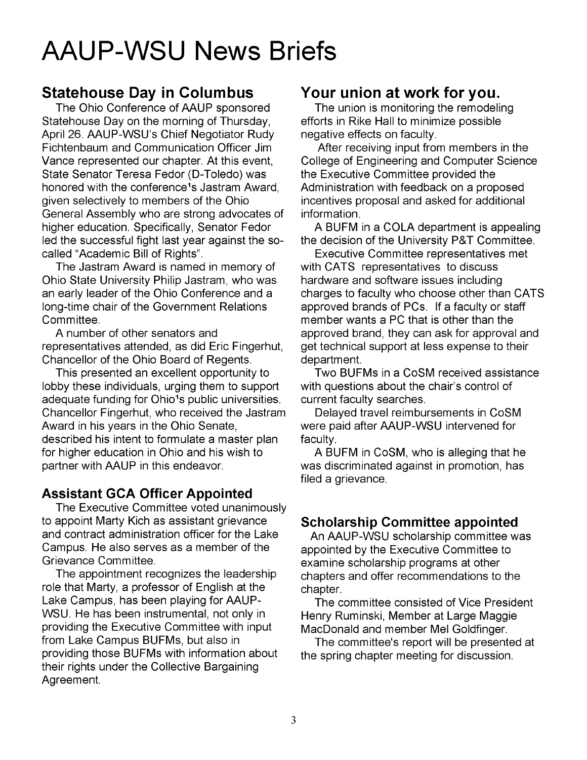# AAUP-WSU News Briefs

## Statehouse Day in Columbus

The Ohio Conference of AAUP sponsored Statehouse Day on the morning of Thursday, April 26. AAUP-WSU's Chief Negotiator Rudy Fichtenbaum and Communication Officer Jim Vance represented our chapter. At this event, State Senator Teresa Fedor (D-Toledo) was honored with the conference's Jastram Award, given selectively to members of the Ohio General Assembly who are strong advocates of higher education. Specifically, Senator Fedor led the successful fight last year against the so-called "Academic Bill of Rights".

The Jastram Award is named in memory of Ohio State University Philip Jastram, who was an early leader of the Ohio Conference and a long-time chair of the Government Relations Committee.

A number of other senators and representatives attended, as did Eric Fingerhut, Chancellor of the Ohio Board of Regents.

This presented an excellent opportunity to lobby these individuals, urging them to support adequate funding for Ohio's public universities. Chancellor Fingerhut, who received the Jastram Award in his years in the Ohio Senate, described his intent to formulate a master plan for higher education in Ohio and his wish to partner with AAUP in this endeavor.

### Assistant GCA Officer Appointed

The Executive Committee voted unanimously to appoint Marty Kich as assistant grievance and contract administration officer for the Lake Campus. He also serves as a member of the Grievance Committee.

The appointment recognizes the leadership role that Marty, a professor of English at the Lake Campus, has been playing for AAUP-WSU. He has been instrumental, not only in providing the Executive Committee with input from Lake Campus BUFMs, but also in providing those BUFMs with information about their rights under the Collective Bargaining Agreement.

## Your union at work for you.

The union is monitoring the remodeling efforts in Rike Hall to minimize possible negative effects on faculty.

After receiving input from members in the College of Engineering and Computer Science the Executive Committee provided the Administration with feedback on a proposed incentives proposal and asked for additional information.

A BUFM in a COLA department is appealing the decision of the University P&T Committee.

Executive Committee representatives met with CATS representatives to discuss hardware and software issues including charges to faculty who choose other than CATS approved brands of PCs. If a faculty or staff member wants a PC that is other than the approved brand, they can ask for approval and get technical support at less expense to their department.

Two BUFMs in a CoSM received assistance with questions about the chair's control of current faculty searches.

Delayed travel reimbursements in CoSM were paid after AAUP-WSU intervened for faculty.

A BUFM in CoSM, who is alleging that he was discriminated against in promotion, has filed a grievance.

### Scholarship Committee appointed

An AAUP-WSU scholarship committee was appointed by the Executive Committee to examine scholarship programs at other chapters and offer recommendations to the chapter.

The committee consisted of Vice President Henry Ruminski, Member at Large Maggie MacDonald and member Mel Goldfinger.

The committee's report will be presented at the spring chapter meeting for discussion.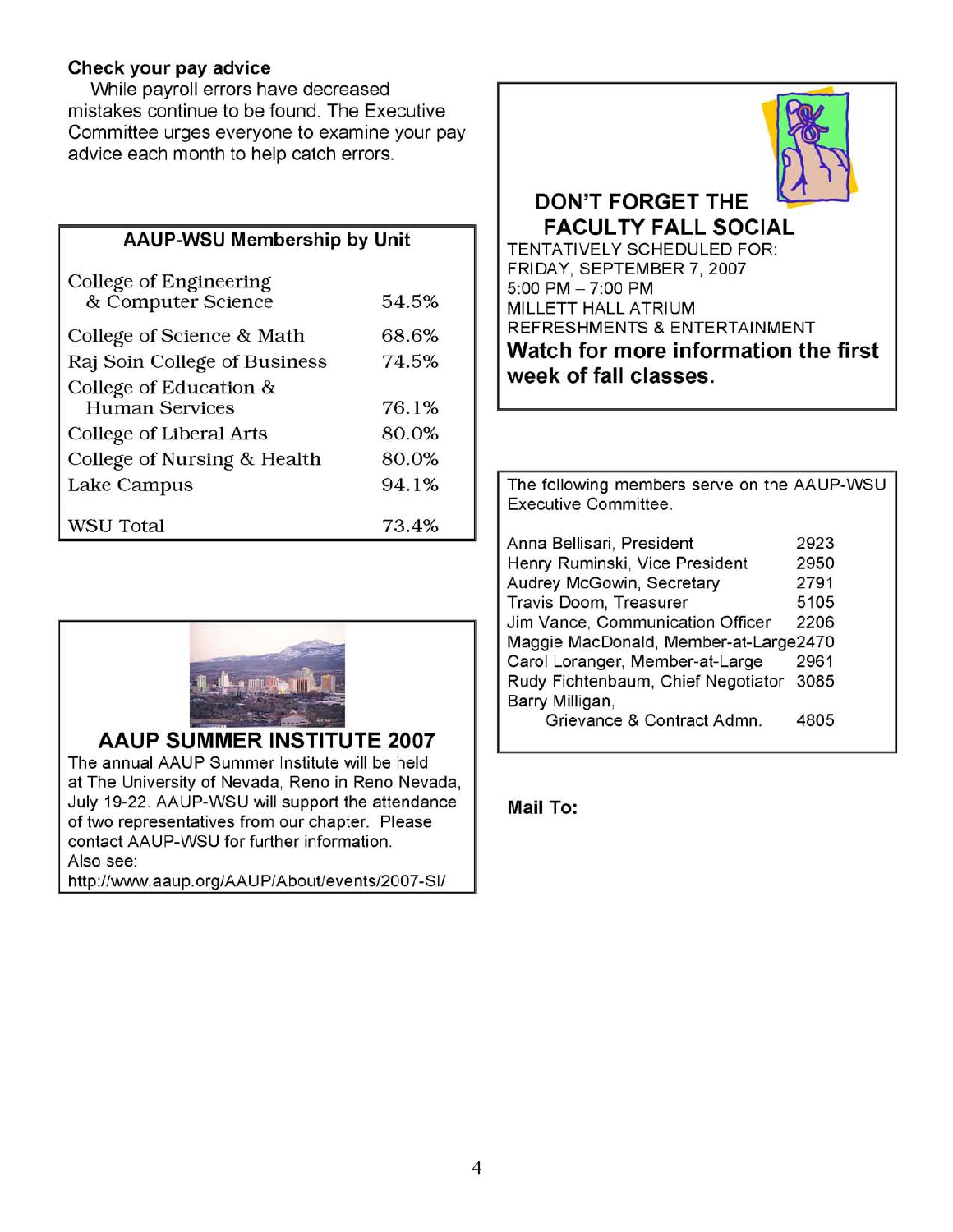### Check your pay advice

While payroll errors have decreased mistakes continue to be found. The Executive Committee urges everyone to examine your pay advice each month to help catch errors.

### AAUP-WSU Membership by Unit

| | |
|---|---|
| College of Engineering & Computer Science | 54.5% |
| College of Science & Math | 68.6% |
| Raj Soin College of Business | 74.5% |
| College of Education & Human Services | 76.1% |
| College of Liberal Arts | 80.0% |
| College of Nursing & Health | 80.0% |
| Lake Campus | 94.1% |
| WSU Total | 73.4% |

### AAUP SUMMER INSTITUTE 2007

The annual AAUP Summer Institute will be held at The University of Nevada, Reno in Reno Nevada, July 19-22. AAUP-WSU will support the attendance of two representatives from our chapter. Please contact AAUP-WSU for further information.
Also see:
http://www.aaup.org/AAUP/About/events/2007-SI/

### DON'T FORGET THE FACULTY FALL SOCIAL

TENTATIVELY SCHEDULED FOR:
FRIDAY, SEPTEMBER 7, 2007
5:00 PM – 7:00 PM
MILLETT HALL ATRIUM
REFRESHMENTS & ENTERTAINMENT

**Watch for more information the first week of fall classes.**

The following members serve on the AAUP-WSU Executive Committee.

| | |
|---|---|
| Anna Bellisari, President | 2923 |
| Henry Ruminski, Vice President | 2950 |
| Audrey McGowin, Secretary | 2791 |
| Travis Doom, Treasurer | 5105 |
| Jim Vance, Communication Officer | 2206 |
| Maggie MacDonald, Member-at-Large | 2470 |
| Carol Loranger, Member-at-Large | 2961 |
| Rudy Fichtenbaum, Chief Negotiator | 3085 |
| Barry Milligan, Grievance & Contract Admn. | 4805 |

**Mail To:**